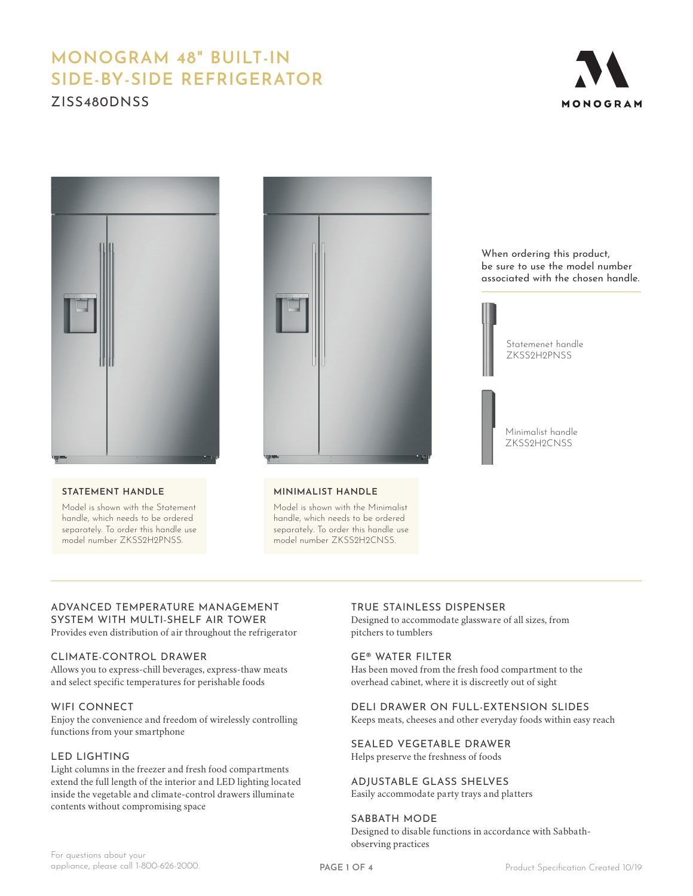# MONOGRAM 48" BUILT-IN SIDE-BY-SIDE REFRIGERATOR

## ZISS480DNSS

MONOGRAM

When ordering this product, be sure to use the model number associated with the chosen handle.

Statemenet handle
ZKSS2H2PNSS

Minimalist handle
ZKSS2H2CNSS

### STATEMENT HANDLE

Model is shown with the Statement handle, which needs to be ordered separately. To order this handle use model number ZKSS2H2PNSS.

### MINIMALIST HANDLE

Model is shown with the Minimalist handle, which needs to be ordered separately. To order this handle use model number ZKSS2H2CNSS.

---

### ADVANCED TEMPERATURE MANAGEMENT SYSTEM WITH MULTI-SHELF AIR TOWER

Provides even distribution of air throughout the refrigerator

### CLIMATE-CONTROL DRAWER

Allows you to express-chill beverages, express-thaw meats and select specific temperatures for perishable foods

### WIFI CONNECT

Enjoy the convenience and freedom of wirelessly controlling functions from your smartphone

### LED LIGHTING

Light columns in the freezer and fresh food compartments extend the full length of the interior and LED lighting located inside the vegetable and climate-control drawers illuminate contents without compromising space

### TRUE STAINLESS DISPENSER

Designed to accommodate glassware of all sizes, from pitchers to tumblers

### GE® WATER FILTER

Has been moved from the fresh food compartment to the overhead cabinet, where it is discreetly out of sight

### DELI DRAWER ON FULL-EXTENSION SLIDES

Keeps meats, cheeses and other everyday foods within easy reach

### SEALED VEGETABLE DRAWER

Helps preserve the freshness of foods

### ADJUSTABLE GLASS SHELVES

Easily accommodate party trays and platters

### SABBATH MODE

Designed to disable functions in accordance with Sabbath-observing practices

For questions about your appliance, please call 1-800-626-2000.

Product Specification Created 10/19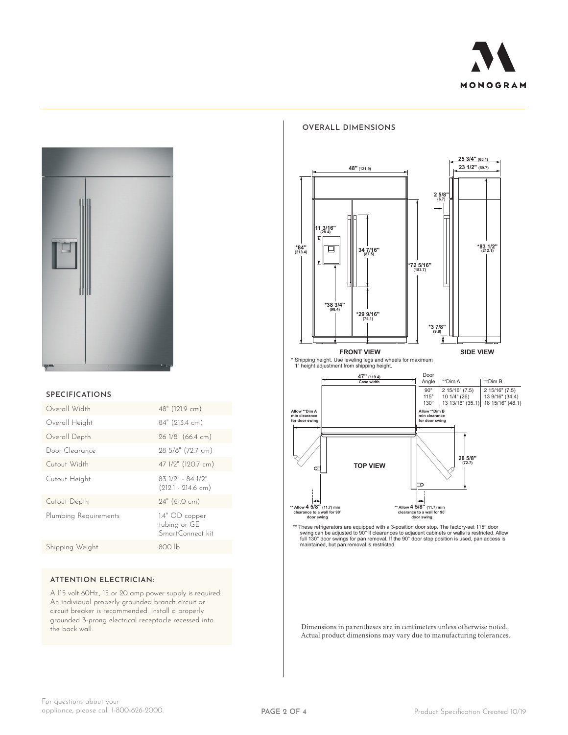## SPECIFICATIONS

| | |
|---|---|
| Overall Width | 48" (121.9 cm) |
| Overall Height | 84" (213.4 cm) |
| Overall Depth | 26 1/8" (66.4 cm) |
| Door Clearance | 28 5/8" (72.7 cm) |
| Cutout Width | 47 1/2" (120.7 cm) |
| Cutout Height | 83 1/2" - 84 1/2" (212.1 - 214.6 cm) |
| Cutout Depth | 24" (61.0 cm) |
| Plumbing Requirements | 1⁄4" OD copper tubing or GE SmartConnect kit |
| Shipping Weight | 800 lb |

### ATTENTION ELECTRICIAN:

A 115 volt 60Hz., 15 or 20 amp power supply is required. An individual properly grounded branch circuit or circuit breaker is recommended. Install a properly grounded 3-prong electrical receptacle recessed into the back wall.

## OVERALL DIMENSIONS

FRONT VIEW: 48" (121.9); *84" (213.4); 11 3/16" (28.4); 34 7/16" (87.5); *72 5/16" (183.7); *38 3/4" (98.4); *29 9/16" (75.1)

SIDE VIEW: 25 3/4" (65.4); 23 1/2" (59.7); 2 5/8" (6.7); *83 1/2" (212.1); *3 7/8" (9.8)

\* Shipping height. Use leveling legs and wheels for maximum 1" height adjustment from shipping height.

TOP VIEW: 47" (119.4) Case width; 28 5/8" (72.7); Allow **Dim A min clearance for door swing; Allow **Dim B min clearance for door swing; ** Allow 4 5/8" (11.7) min clearance to a wall for 90˚ door swing

| Door Angle | **Dim A | **Dim B |
|---|---|---|
| 90° | 2 15/16" (7.5) | 2 15/16" (7.5) |
| 115° | 10 1/4" (26) | 13 9/16" (34.4) |
| 130° | 13 13/16" (35.1) | 18 15/16" (48.1) |

** These refrigerators are equipped with a 3-position door stop. The factory-set 115° door swing can be adjusted to 90° if clearances to adjacent cabinets or walls is restricted. Allow full 130° door swings for pan removal. If the 90° door stop position is used, pan access is maintained, but pan removal is restricted.

Dimensions in parentheses are in centimeters unless otherwise noted. Actual product dimensions may vary due to manufacturing tolerances.

For questions about your appliance, please call 1-800-626-2000.

Product Specification Created 10/19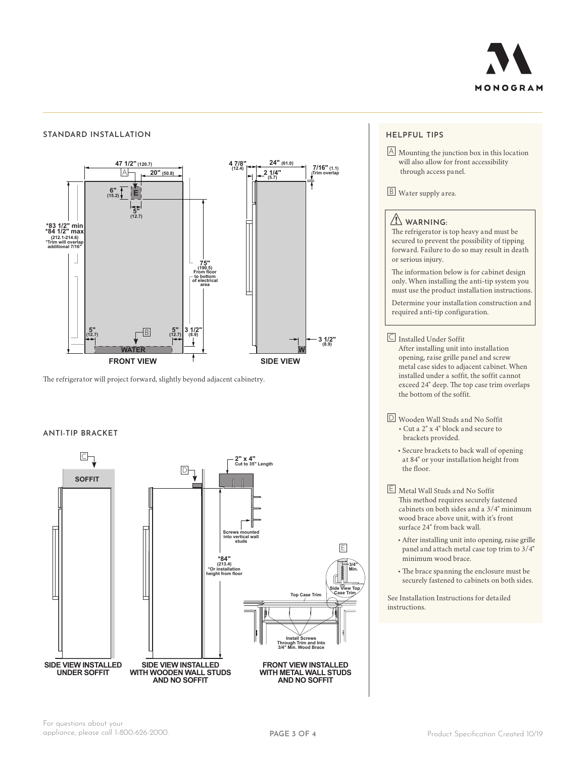## STANDARD INSTALLATION

47 1/2" (120.7)

A

20" (50.8)

6" (15.2)

E

5" (12.7)

*83 1/2" min
*84 1/2" max
(212.1-214.6)
*Trim will overlap additional 7/16"

75" (190.5) From floor to bottom of electrical area

5" (12.7)

B

5" (12.7)

3 1/2" (8.9)

WATER

**FRONT VIEW**

4 7/8" (12.4)

24" (61.0)

2 1/4" (5.7)

7/16" (1.1) Trim overlap

3 1/2" (8.9)

W

**SIDE VIEW**

The refrigerator will project forward, slightly beyond adjacent cabinetry.

## ANTI-TIP BRACKET

C

SOFFIT

D

2" x 4" Cut to 35" Length

Screws mounted into vertical wall studs

*84" (213.4) *Or installation height from floor

E

3/4" Min.

Side View Top Case Trim

Top Case Trim

Install Screws Through Trim and Into 3/4" Min. Wood Brace

**SIDE VIEW INSTALLED UNDER SOFFIT**

**SIDE VIEW INSTALLED WITH WOODEN WALL STUDS AND NO SOFFIT**

**FRONT VIEW INSTALLED WITH METAL WALL STUDS AND NO SOFFIT**

## HELPFUL TIPS

A Mounting the junction box in this location will also allow for front accessibility through access panel.

B Water supply area.

### ⚠ WARNING:

The refrigerator is top heavy and must be secured to prevent the possibility of tipping forward. Failure to do so may result in death or serious injury.

The information below is for cabinet design only. When installing the anti-tip system you must use the product installation instructions.

Determine your installation construction and required anti-tip configuration.

C Installed Under Soffit
After installing unit into installation opening, raise grille panel and screw metal case sides to adjacent cabinet. When installed under a soffit, the soffit cannot exceed 24" deep. The top case trim overlaps the bottom of the soffit.

D Wooden Wall Studs and No Soffit

- Cut a 2" x 4" block and secure to brackets provided.
- Secure brackets to back wall of opening at 84" or your installation height from the floor.

E Metal Wall Studs and No Soffit
This method requires securely fastened cabinets on both sides and a 3/4" minimum wood brace above unit, with it's front surface 24" from back wall.

- After installing unit into opening, raise grille panel and attach metal case top trim to 3/4" minimum wood brace.
- The brace spanning the enclosure must be securely fastened to cabinets on both sides.

See Installation Instructions for detailed instructions.

For questions about your appliance, please call 1-800-626-2000.

Product Specification Created 10/19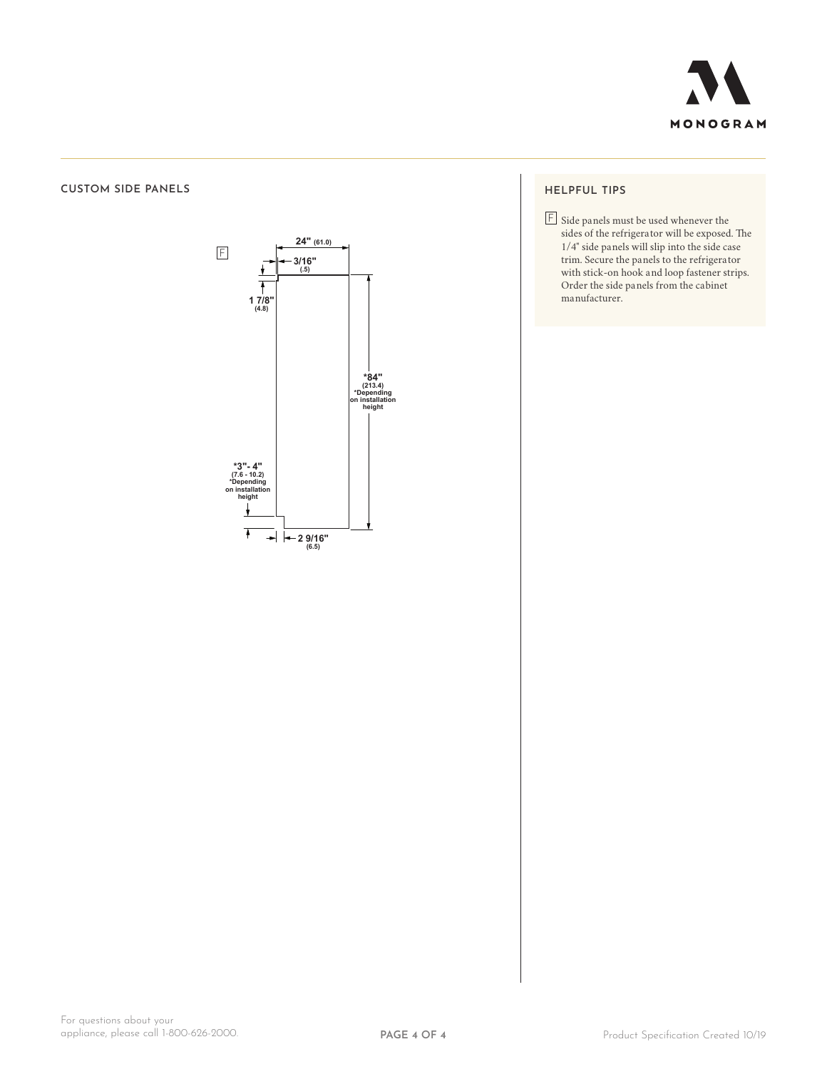## CUSTOM SIDE PANELS

F

24" (61.0)

3/16" (.5)

1 7/8" (4.8)

*84" (213.4) *Depending on installation height

*3"- 4" (7.6 - 10.2) *Depending on installation height

2 9/16" (6.5)

## HELPFUL TIPS

F Side panels must be used whenever the sides of the refrigerator will be exposed. The 1/4" side panels will slip into the side case trim. Secure the panels to the refrigerator with stick-on hook and loop fastener strips. Order the side panels from the cabinet manufacturer.

For questions about your appliance, please call 1-800-626-2000.

Product Specification Created 10/19